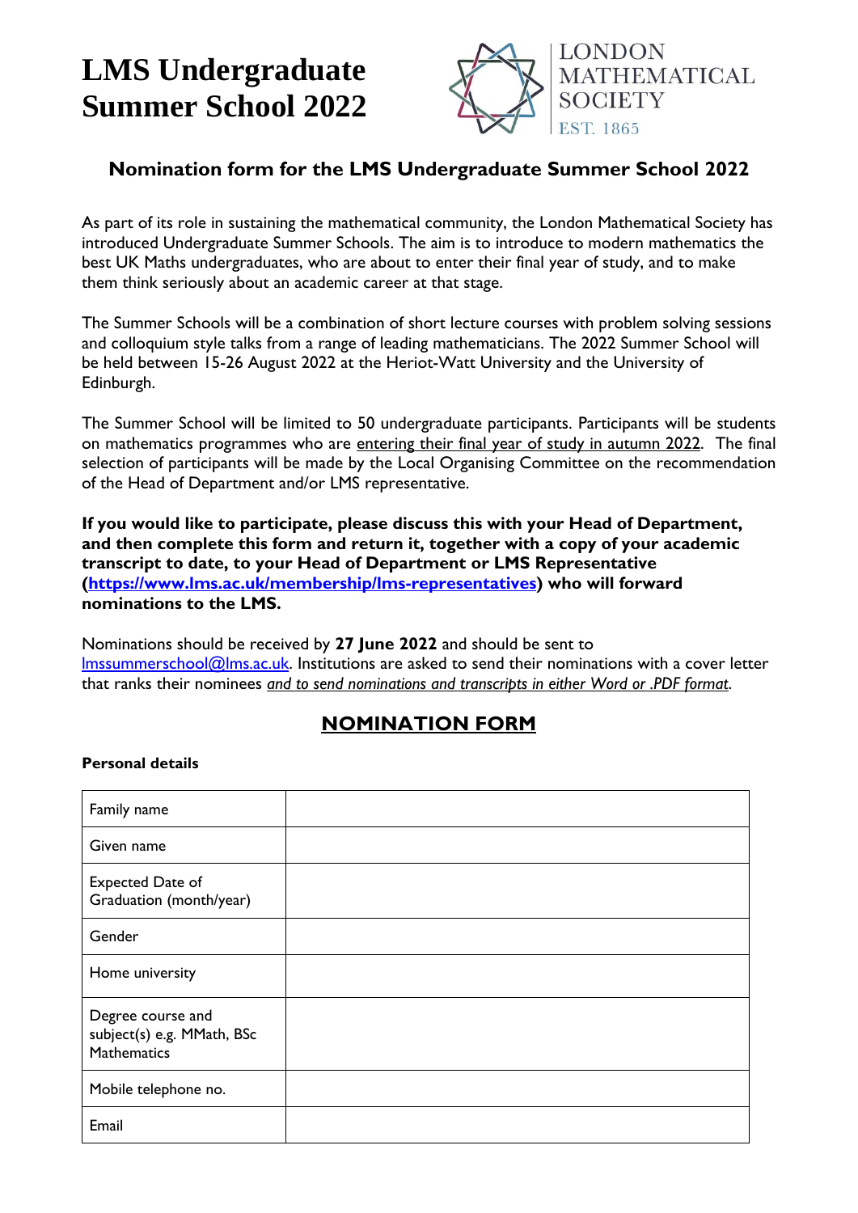# LMS Undergraduate Summer School 2022

LONDON MATHEMATICAL SOCIETY
EST. 1865

## Nomination form for the LMS Undergraduate Summer School 2022

As part of its role in sustaining the mathematical community, the London Mathematical Society has introduced Undergraduate Summer Schools. The aim is to introduce to modern mathematics the best UK Maths undergraduates, who are about to enter their final year of study, and to make them think seriously about an academic career at that stage.

The Summer Schools will be a combination of short lecture courses with problem solving sessions and colloquium style talks from a range of leading mathematicians. The 2022 Summer School will be held between 15-26 August 2022 at the Heriot-Watt University and the University of Edinburgh.

The Summer School will be limited to 50 undergraduate participants. Participants will be students on mathematics programmes who are entering their final year of study in autumn 2022. The final selection of participants will be made by the Local Organising Committee on the recommendation of the Head of Department and/or LMS representative.

**If you would like to participate, please discuss this with your Head of Department, and then complete this form and return it, together with a copy of your academic transcript to date, to your Head of Department or LMS Representative (https://www.lms.ac.uk/membership/lms-representatives) who will forward nominations to the LMS.**

Nominations should be received by **27 June 2022** and should be sent to lmssummerschool@lms.ac.uk. Institutions are asked to send their nominations with a cover letter that ranks their nominees *and to send nominations and transcripts in either Word or .PDF format*.

## NOMINATION FORM

**Personal details**

| | |
|---|---|
| Family name | |
| Given name | |
| Expected Date of Graduation (month/year) | |
| Gender | |
| Home university | |
| Degree course and subject(s) e.g. MMath, BSc Mathematics | |
| Mobile telephone no. | |
| Email | |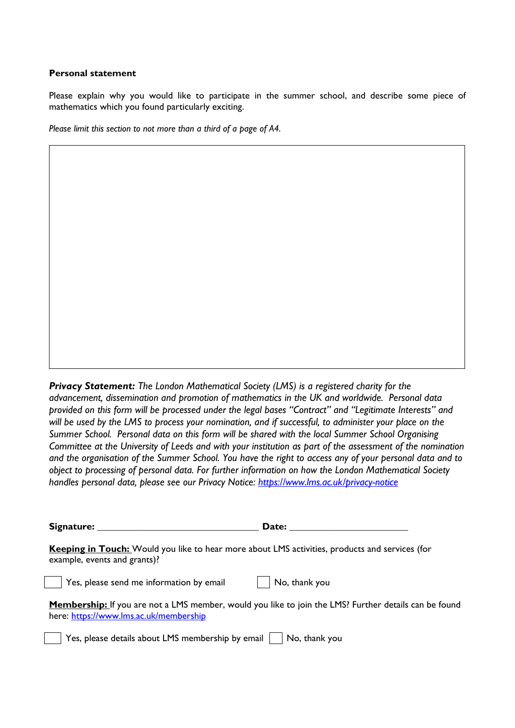**Personal statement**

Please explain why you would like to participate in the summer school, and describe some piece of mathematics which you found particularly exciting.

*Please limit this section to not more than a third of a page of A4.*

| |
|---|
| |

***Privacy Statement:*** *The London Mathematical Society (LMS) is a registered charity for the advancement, dissemination and promotion of mathematics in the UK and worldwide. Personal data provided on this form will be processed under the legal bases "Contract" and "Legitimate Interests" and will be used by the LMS to process your nomination, and if successful, to administer your place on the Summer School. Personal data on this form will be shared with the local Summer School Organising Committee at the University of Leeds and with your institution as part of the assessment of the nomination and the organisation of the Summer School. You have the right to access any of your personal data and to object to processing of personal data. For further information on how the London Mathematical Society handles personal data, please see our Privacy Notice: [https://www.lms.ac.uk/privacy-notice](https://www.lms.ac.uk/privacy-notice)*

**Signature:** ________________________________ **Date:** _______________________

**Keeping in Touch:** Would you like to hear more about LMS activities, products and services (for example, events and grants)?

☐ Yes, please send me information by email ☐ No, thank you

**Membership:** If you are not a LMS member, would you like to join the LMS? Further details can be found here: [https://www.lms.ac.uk/membership](https://www.lms.ac.uk/membership)

☐ Yes, please details about LMS membership by email ☐ No, thank you